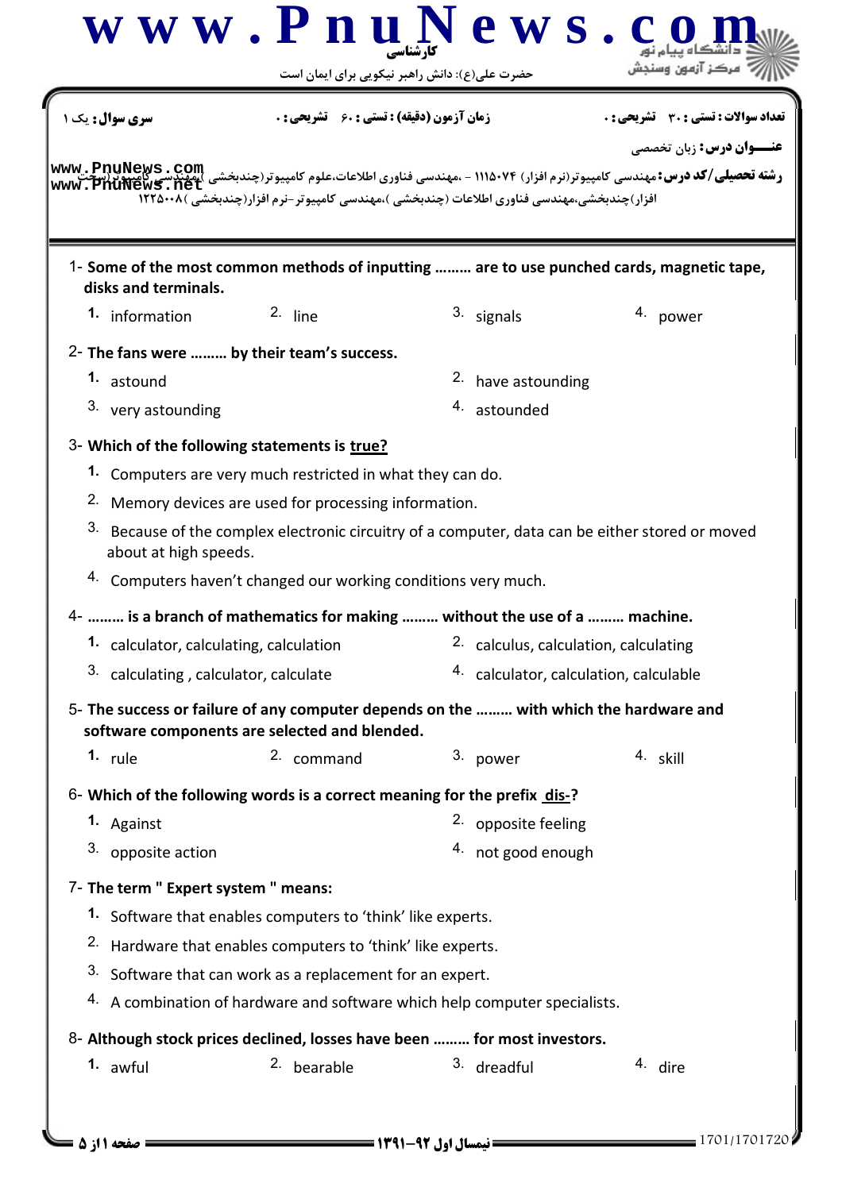کارشناسی

حضرت علی(ع): دانش راهبر نیکویی برای ایمان است

**سری سوال:** یک ۱ | **زمان آزمون (دقیقه) : تستی :** ۶۰ **تشریحی :** ۰ | **تعداد سوالات : تستی :** ۳۰ **تشریحی :** ۰

**عنـــوان درس:** زبان تخصصی

**رشته تحصیلی/کد درس:** مهندسی کامپیوتر(نرم افزار) ۱۱۱۵۰۷۴ - ،مهندسی فناوری اطلاعات،علوم کامپیوتر(چندبخشی )،مهندسی کامپیوتر(سخت افزار)چندبخشی،مهندسی فناوری اطلاعات (چندبخشی )،مهندسی کامپیوتر-نرم افزار(چندبخشی )۱۲۲۵۰۰۸

---

1- **Some of the most common methods of inputting ……… are to use punched cards, magnetic tape, disks and terminals.**

1. information
2. line
3. signals
4. power

2- **The fans were ……… by their team's success.**

1. astound
2. have astounding
3. very astounding
4. astounded

3- **Which of the following statements is true?**

1. Computers are very much restricted in what they can do.
2. Memory devices are used for processing information.
3. Because of the complex electronic circuitry of a computer, data can be either stored or moved about at high speeds.
4. Computers haven't changed our working conditions very much.

4- **……… is a branch of mathematics for making ……… without the use of a ……… machine.**

1. calculator, calculating, calculation
2. calculus, calculation, calculating
3. calculating , calculator, calculate
4. calculator, calculation, calculable

5- **The success or failure of any computer depends on the ……… with which the hardware and software components are selected and blended.**

1. rule
2. command
3. power
4. skill

6- **Which of the following words is a correct meaning for the prefix dis-?**

1. Against
2. opposite feeling
3. opposite action
4. not good enough

7- **The term " Expert system " means:**

1. Software that enables computers to 'think' like experts.
2. Hardware that enables computers to 'think' like experts.
3. Software that can work as a replacement for an expert.
4. A combination of hardware and software which help computer specialists.

8- **Although stock prices declined, losses have been ……… for most investors.**

1. awful
2. bearable
3. dreadful
4. dire

نیمسال اول ۹۲-۱۳۹۱

1701/1701720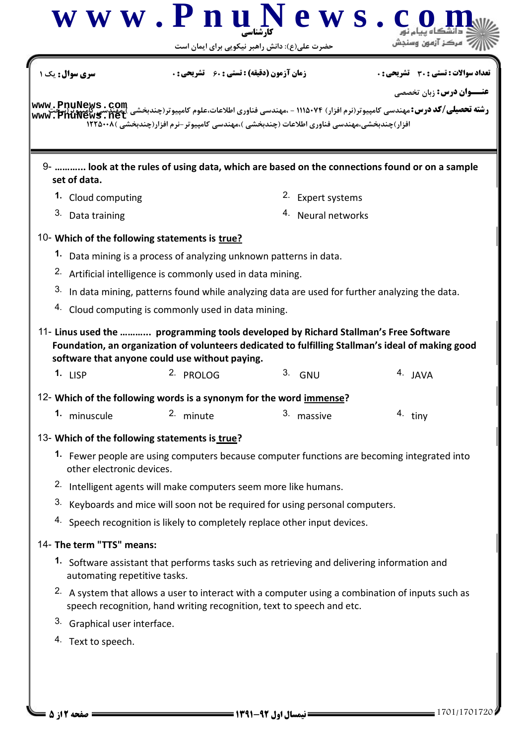9- ……….. look at the rules of using data, which are based on the connections found or on a sample set of data.

1. Cloud computing
2. Expert systems
3. Data training
4. Neural networks

10- Which of the following statements is true?

1. Data mining is a process of analyzing unknown patterns in data.
2. Artificial intelligence is commonly used in data mining.
3. In data mining, patterns found while analyzing data are used for further analyzing the data.
4. Cloud computing is commonly used in data mining.

11- Linus used the ……….. programming tools developed by Richard Stallman's Free Software Foundation, an organization of volunteers dedicated to fulfilling Stallman's ideal of making good software that anyone could use without paying.

1. LISP
2. PROLOG
3. GNU
4. JAVA

12- Which of the following words is a synonym for the word immense?

1. minuscule
2. minute
3. massive
4. tiny

13- Which of the following statements is true?

1. Fewer people are using computers because computer functions are becoming integrated into other electronic devices.
2. Intelligent agents will make computers seem more like humans.
3. Keyboards and mice will soon not be required for using personal computers.
4. Speech recognition is likely to completely replace other input devices.

14- The term "TTS" means:

1. Software assistant that performs tasks such as retrieving and delivering information and automating repetitive tasks.
2. A system that allows a user to interact with a computer using a combination of inputs such as speech recognition, hand writing recognition, text to speech and etc.
3. Graphical user interface.
4. Text to speech.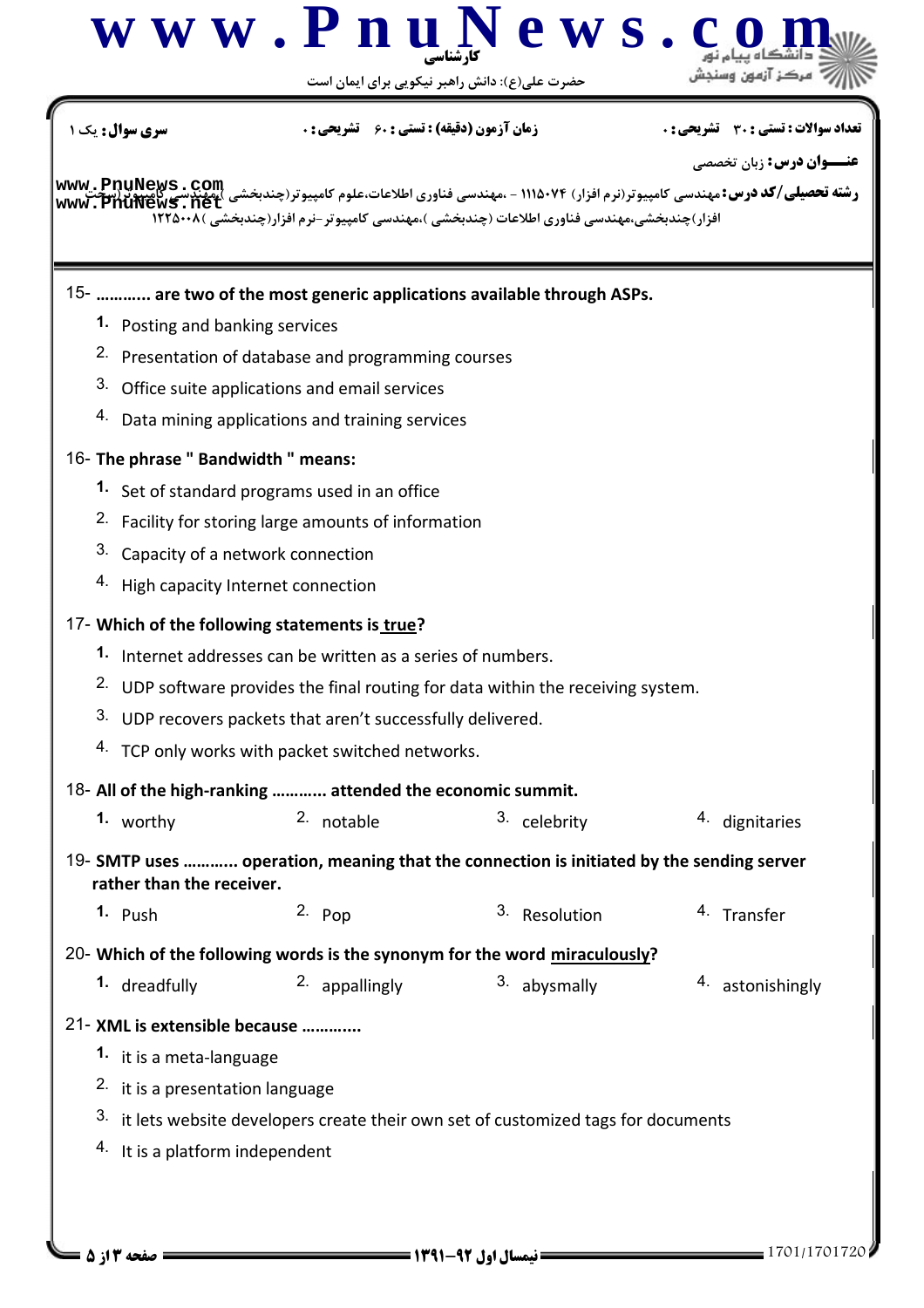**سری سوال:** یک ۱ | **زمان آزمون (دقیقه) : تستی :** ۶۰ **تشریحی :** ۰ | **تعداد سوالات : تستی :** ۳۰ **تشریحی :** ۰

**عنـــوان درس:** زبان تخصصی

**رشته تحصیلی/کد درس:** مهندسی کامپیوتر(نرم افزار) ۱۱۱۵۰۷۴ - ،مهندسی فناوری اطلاعات،علوم کامپیوتر(چندبخشی )،مهندسی کامپیوتر(سخت افزار)چندبخشی،مهندسی فناوری اطلاعات (چندبخشی )،مهندسی کامپیوتر-نرم افزار(چندبخشی )۱۲۲۵۰۰۸

15- ............ are two of the most generic applications available through ASPs.

1. Posting and banking services
2. Presentation of database and programming courses
3. Office suite applications and email services
4. Data mining applications and training services

16- The phrase " Bandwidth " means:

1. Set of standard programs used in an office
2. Facility for storing large amounts of information
3. Capacity of a network connection
4. High capacity Internet connection

17- Which of the following statements is true?

1. Internet addresses can be written as a series of numbers.
2. UDP software provides the final routing for data within the receiving system.
3. UDP recovers packets that aren't successfully delivered.
4. TCP only works with packet switched networks.

18- All of the high-ranking ............ attended the economic summit.

1. worthy
2. notable
3. celebrity
4. dignitaries

19- SMTP uses ............ operation, meaning that the connection is initiated by the sending server rather than the receiver.

1. Push
2. Pop
3. Resolution
4. Transfer

20- Which of the following words is the synonym for the word miraculously?

1. dreadfully
2. appallingly
3. abysmally
4. astonishingly

21- XML is extensible because ............

1. it is a meta-language
2. it is a presentation language
3. it lets website developers create their own set of customized tags for documents
4. It is a platform independent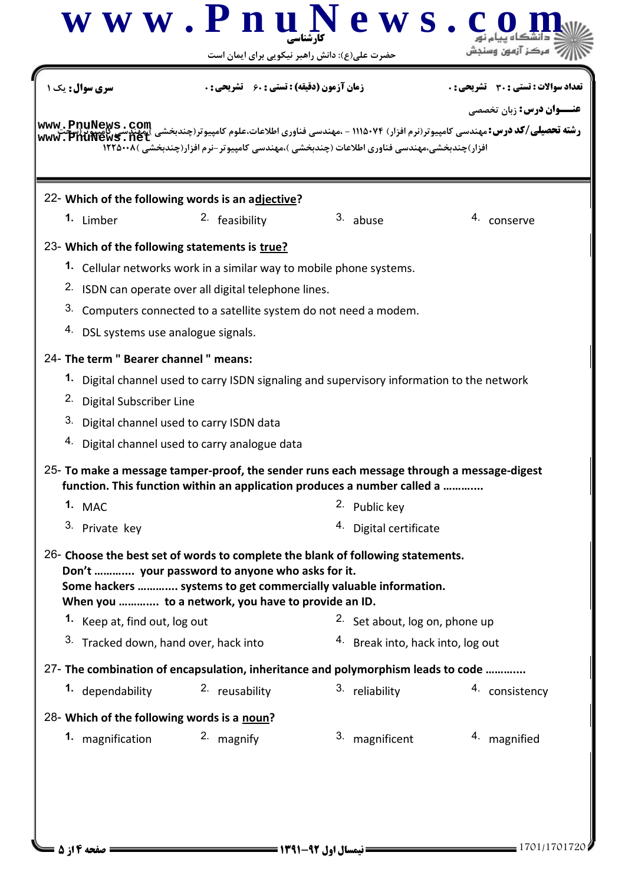22- **Which of the following words is an adjective?**

1. Limber
2. feasibility
3. abuse
4. conserve

23- **Which of the following statements is true?**

1. Cellular networks work in a similar way to mobile phone systems.
2. ISDN can operate over all digital telephone lines.
3. Computers connected to a satellite system do not need a modem.
4. DSL systems use analogue signals.

24- **The term " Bearer channel " means:**

1. Digital channel used to carry ISDN signaling and supervisory information to the network
2. Digital Subscriber Line
3. Digital channel used to carry ISDN data
4. Digital channel used to carry analogue data

25- **To make a message tamper-proof, the sender runs each message through a message-digest function. This function within an application produces a number called a ............**

1. MAC
2. Public key
3. Private key
4. Digital certificate

26- **Choose the best set of words to complete the blank of following statements.**
**Don't ............ your password to anyone who asks for it.**
**Some hackers ............ systems to get commercially valuable information.**
**When you ............ to a network, you have to provide an ID.**

1. Keep at, find out, log out
2. Set about, log on, phone up
3. Tracked down, hand over, hack into
4. Break into, hack into, log out

27- **The combination of encapsulation, inheritance and polymorphism leads to code ............**

1. dependability
2. reusability
3. reliability
4. consistency

28- **Which of the following words is a noun?**

1. magnification
2. magnify
3. magnificent
4. magnified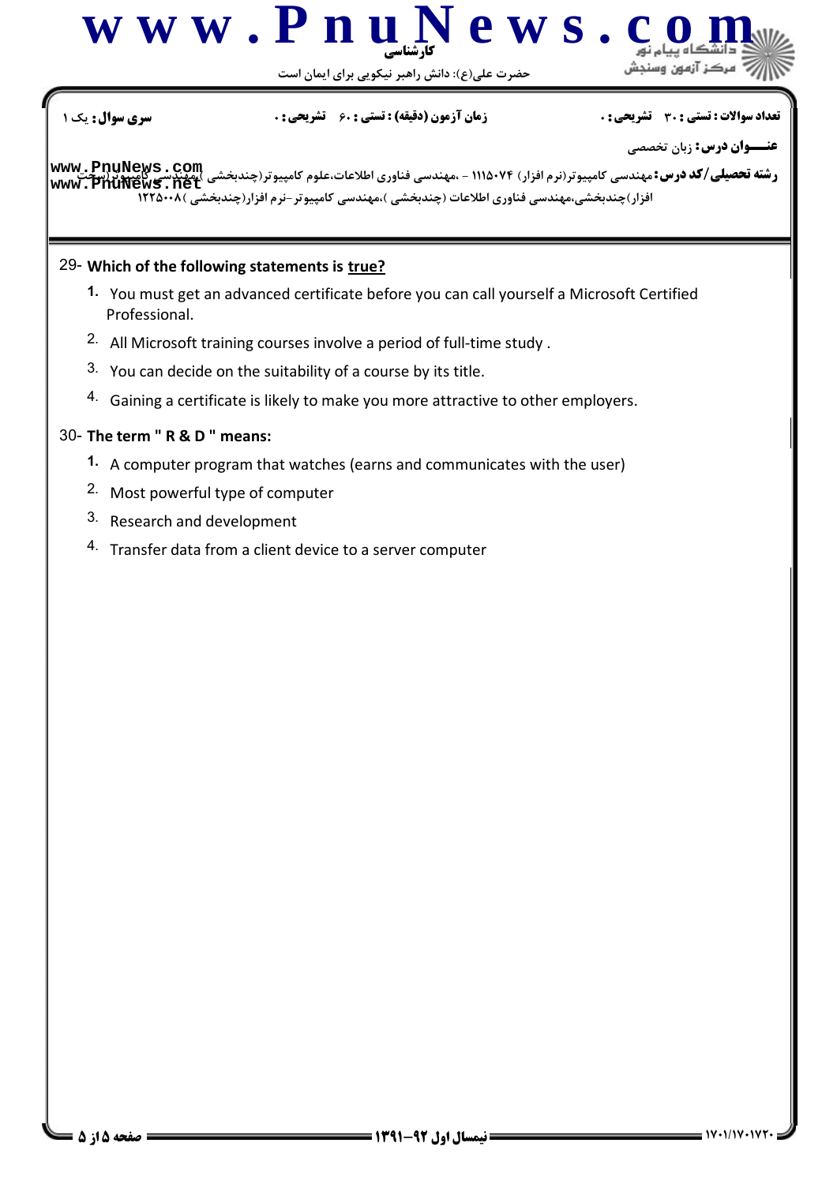29- **Which of the following statements is <u>true?</u>**

1. You must get an advanced certificate before you can call yourself a Microsoft Certified Professional.
2. All Microsoft training courses involve a period of full-time study .
3. You can decide on the suitability of a course by its title.
4. Gaining a certificate is likely to make you more attractive to other employers.

30- **The term " R & D " means:**

1. A computer program that watches (earns and communicates with the user)
2. Most powerful type of computer
3. Research and development
4. Transfer data from a client device to a server computer